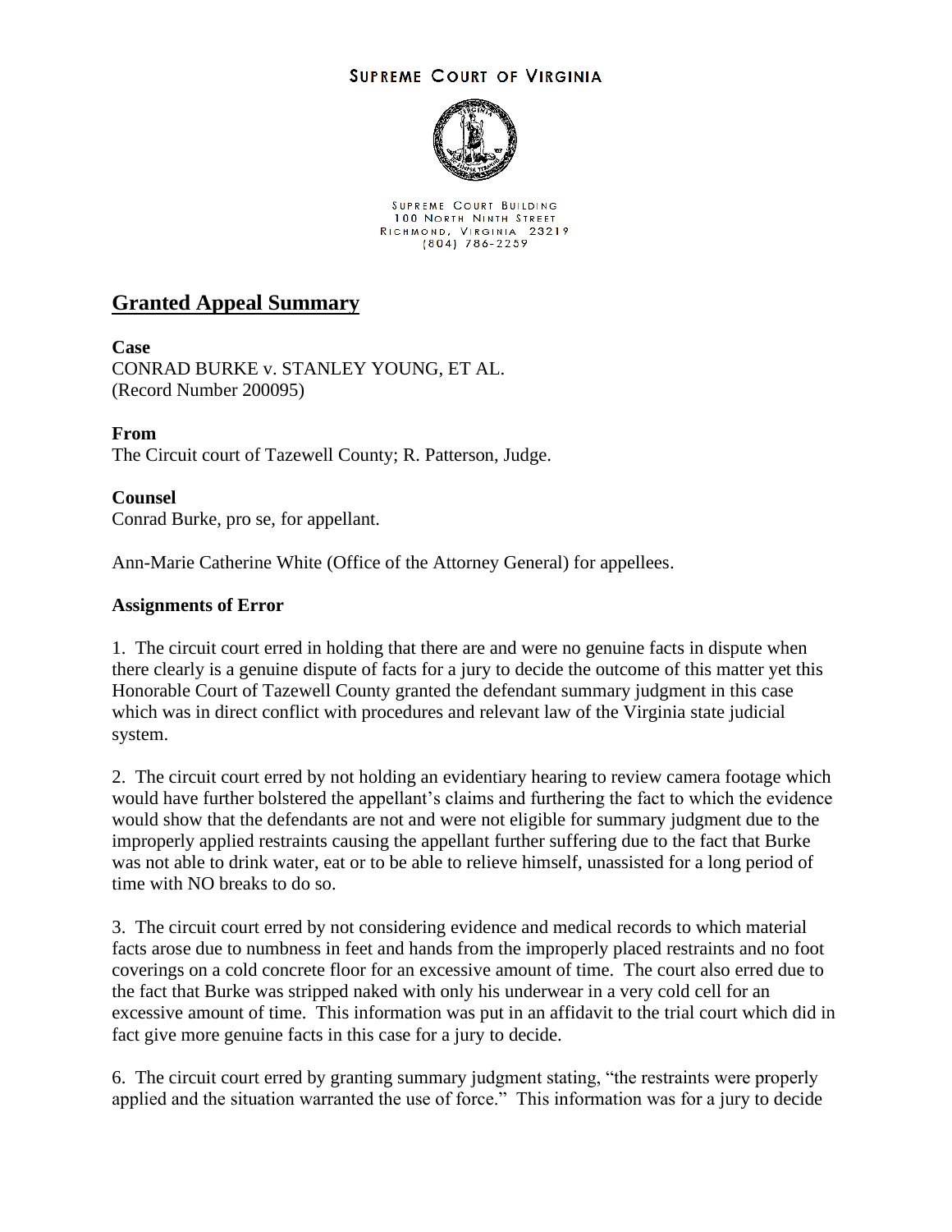SUPREME COURT OF VIRGINIA

SUPREME COURT BUILDING
100 NORTH NINTH STREET
RICHMOND, VIRGINIA 23219
(804) 786-2259

## Granted Appeal Summary

**Case**
CONRAD BURKE v. STANLEY YOUNG, ET AL.
(Record Number 200095)

**From**
The Circuit court of Tazewell County; R. Patterson, Judge.

**Counsel**
Conrad Burke, pro se, for appellant.

Ann-Marie Catherine White (Office of the Attorney General) for appellees.

**Assignments of Error**

1. The circuit court erred in holding that there are and were no genuine facts in dispute when there clearly is a genuine dispute of facts for a jury to decide the outcome of this matter yet this Honorable Court of Tazewell County granted the defendant summary judgment in this case which was in direct conflict with procedures and relevant law of the Virginia state judicial system.

2. The circuit court erred by not holding an evidentiary hearing to review camera footage which would have further bolstered the appellant's claims and furthering the fact to which the evidence would show that the defendants are not and were not eligible for summary judgment due to the improperly applied restraints causing the appellant further suffering due to the fact that Burke was not able to drink water, eat or to be able to relieve himself, unassisted for a long period of time with NO breaks to do so.

3. The circuit court erred by not considering evidence and medical records to which material facts arose due to numbness in feet and hands from the improperly placed restraints and no foot coverings on a cold concrete floor for an excessive amount of time. The court also erred due to the fact that Burke was stripped naked with only his underwear in a very cold cell for an excessive amount of time. This information was put in an affidavit to the trial court which did in fact give more genuine facts in this case for a jury to decide.

6. The circuit court erred by granting summary judgment stating, "the restraints were properly applied and the situation warranted the use of force." This information was for a jury to decide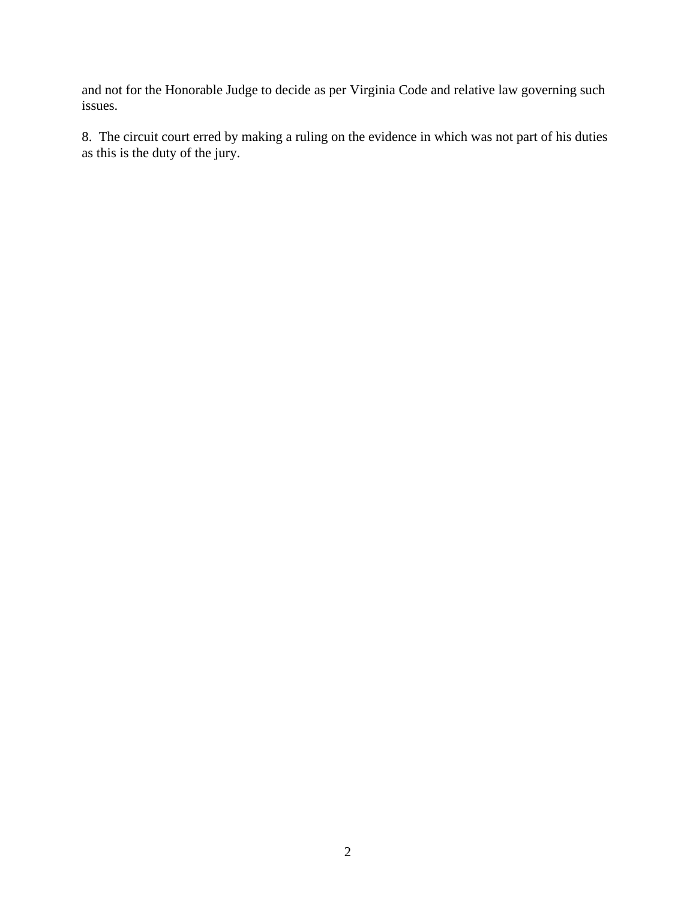and not for the Honorable Judge to decide as per Virginia Code and relative law governing such issues.

8. The circuit court erred by making a ruling on the evidence in which was not part of his duties as this is the duty of the jury.